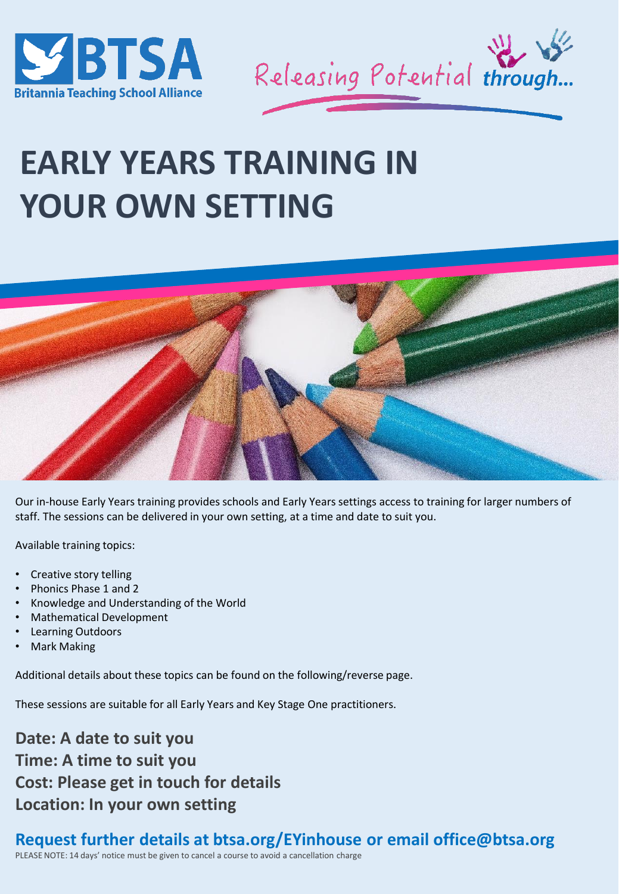BTSA
Britannia Teaching School Alliance

Releasing Potential through...

# EARLY YEARS TRAINING IN YOUR OWN SETTING

Our in-house Early Years training provides schools and Early Years settings access to training for larger numbers of staff. The sessions can be delivered in your own setting, at a time and date to suit you.

Available training topics:

- Creative story telling
- Phonics Phase 1 and 2
- Knowledge and Understanding of the World
- Mathematical Development
- Learning Outdoors
- Mark Making

Additional details about these topics can be found on the following/reverse page.

These sessions are suitable for all Early Years and Key Stage One practitioners.

**Date: A date to suit you**
**Time: A time to suit you**
**Cost: Please get in touch for details**
**Location: In your own setting**

## Request further details at btsa.org/EYinhouse or email office@btsa.org

PLEASE NOTE: 14 days' notice must be given to cancel a course to avoid a cancellation charge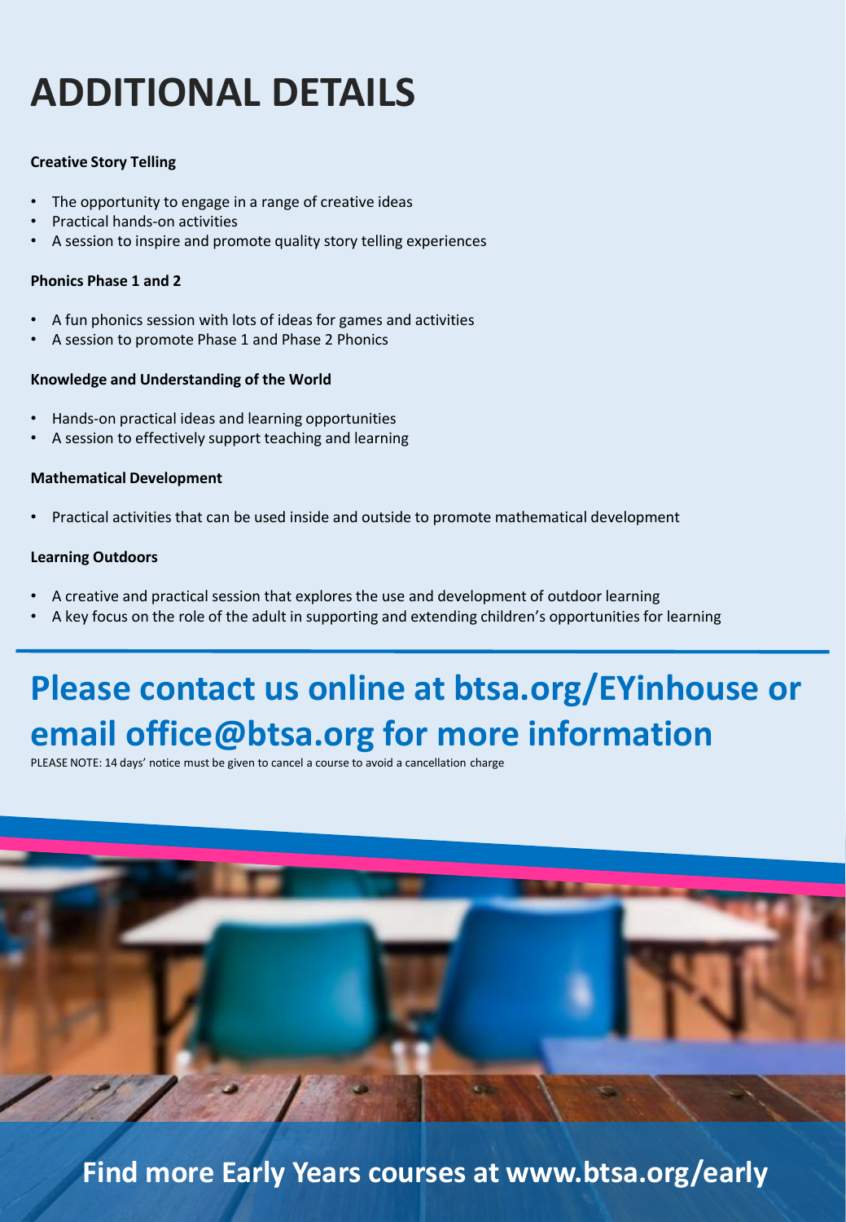# ADDITIONAL DETAILS

**Creative Story Telling**

- The opportunity to engage in a range of creative ideas
- Practical hands-on activities
- A session to inspire and promote quality story telling experiences

**Phonics Phase 1 and 2**

- A fun phonics session with lots of ideas for games and activities
- A session to promote Phase 1 and Phase 2 Phonics

**Knowledge and Understanding of the World**

- Hands-on practical ideas and learning opportunities
- A session to effectively support teaching and learning

**Mathematical Development**

- Practical activities that can be used inside and outside to promote mathematical development

**Learning Outdoors**

- A creative and practical session that explores the use and development of outdoor learning
- A key focus on the role of the adult in supporting and extending children's opportunities for learning

## Please contact us online at btsa.org/EYinhouse or email office@btsa.org for more information

PLEASE NOTE: 14 days' notice must be given to cancel a course to avoid a cancellation charge

**Find more Early Years courses at www.btsa.org/early**